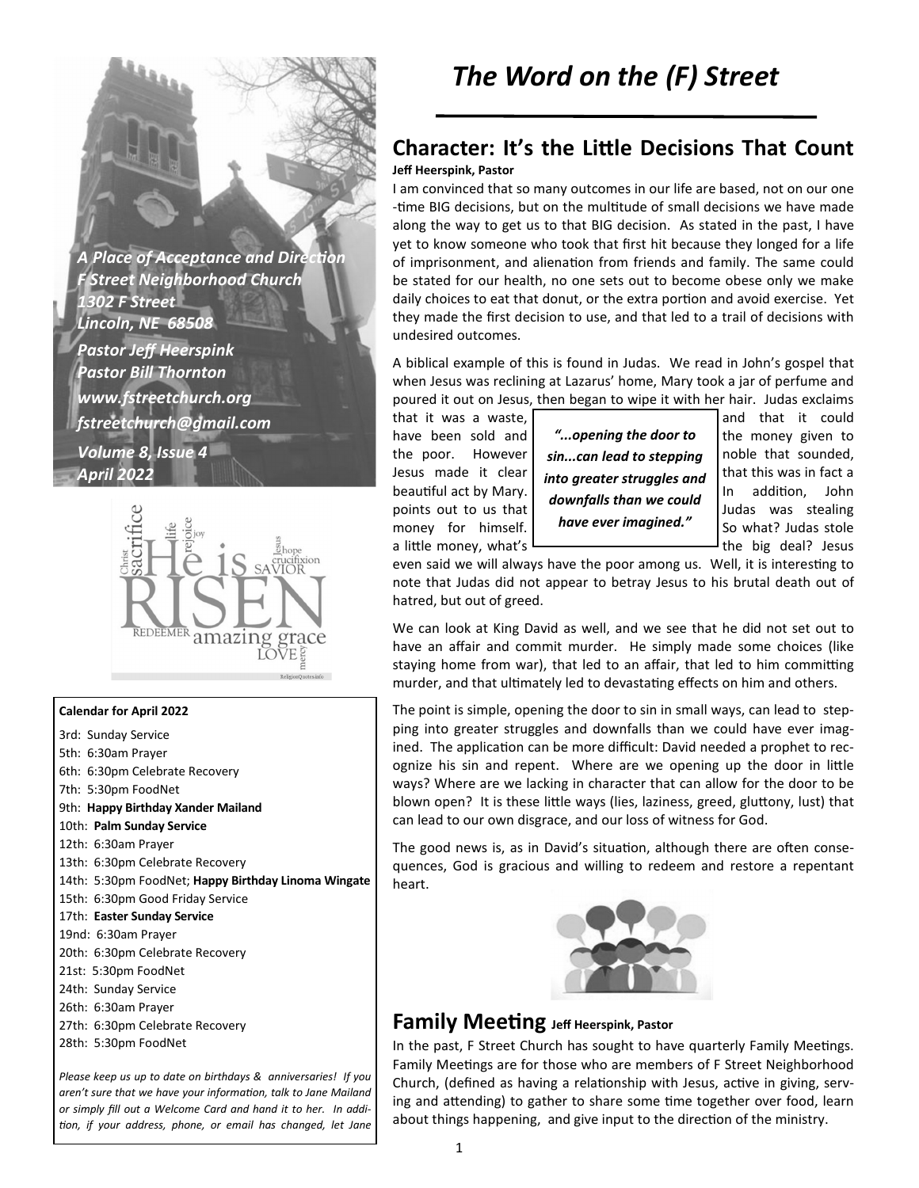# The Word on the (F) Street

*A Place of Acceptance and Direction*
*F Street Neighborhood Church*
*1302 F Street*
*Lincoln, NE 68508*
*Pastor Jeff Heerspink*
*Pastor Bill Thornton*
*www.fstreetchurch.org*
*fstreetchurch@gmail.com*
*Volume 8, Issue 4*
*April 2022*

**Calendar for April 2022**

3rd: Sunday Service
5th: 6:30am Prayer
6th: 6:30pm Celebrate Recovery
7th: 5:30pm FoodNet
9th: **Happy Birthday Xander Mailand**
10th: **Palm Sunday Service**
12th: 6:30am Prayer
13th: 6:30pm Celebrate Recovery
14th: 5:30pm FoodNet; **Happy Birthday Linoma Wingate**
15th: 6:30pm Good Friday Service
17th: **Easter Sunday Service**
19nd: 6:30am Prayer
20th: 6:30pm Celebrate Recovery
21st: 5:30pm FoodNet
24th: Sunday Service
26th: 6:30am Prayer
27th: 6:30pm Celebrate Recovery
28th: 5:30pm FoodNet

*Please keep us up to date on birthdays & anniversaries! If you aren't sure that we have your information, talk to Jane Mailand or simply fill out a Welcome Card and hand it to her. In addition, if your address, phone, or email has changed, let Jane*

## Character: It's the Little Decisions That Count

**Jeff Heerspink, Pastor**

I am convinced that so many outcomes in our life are based, not on our one-time BIG decisions, but on the multitude of small decisions we have made along the way to get us to that BIG decision. As stated in the past, I have yet to know someone who took that first hit because they longed for a life of imprisonment, and alienation from friends and family. The same could be stated for our health, no one sets out to become obese only we make daily choices to eat that donut, or the extra portion and avoid exercise. Yet they made the first decision to use, and that led to a trail of decisions with undesired outcomes.

A biblical example of this is found in Judas. We read in John's gospel that when Jesus was reclining at Lazarus' home, Mary took a jar of perfume and poured it out on Jesus, then began to wipe it with her hair. Judas exclaims that it was a waste, and that it could have been sold and the money given to the poor. However noble that sounded, Jesus made it clear that this was in fact a beautiful act by Mary. In addition, John points out to us that Judas was stealing money for himself. So what? Judas stole a little money, what's the big deal? Jesus even said we will always have the poor among us. Well, it is interesting to note that Judas did not appear to betray Jesus to his brutal death out of hatred, but out of greed.

> ***"...opening the door to sin...can lead to stepping into greater struggles and downfalls than we could have ever imagined."***

We can look at King David as well, and we see that he did not set out to have an affair and commit murder. He simply made some choices (like staying home from war), that led to an affair, that led to him committing murder, and that ultimately led to devastating effects on him and others.

The point is simple, opening the door to sin in small ways, can lead to stepping into greater struggles and downfalls than we could have ever imagined. The application can be more difficult: David needed a prophet to recognize his sin and repent. Where are we opening up the door in little ways? Where are we lacking in character that can allow for the door to be blown open? It is these little ways (lies, laziness, greed, gluttony, lust) that can lead to our own disgrace, and our loss of witness for God.

The good news is, as in David's situation, although there are often consequences, God is gracious and willing to redeem and restore a repentant heart.

## Family Meeting

**Jeff Heerspink, Pastor**

In the past, F Street Church has sought to have quarterly Family Meetings. Family Meetings are for those who are members of F Street Neighborhood Church, (defined as having a relationship with Jesus, active in giving, serving and attending) to gather to share some time together over food, learn about things happening, and give input to the direction of the ministry.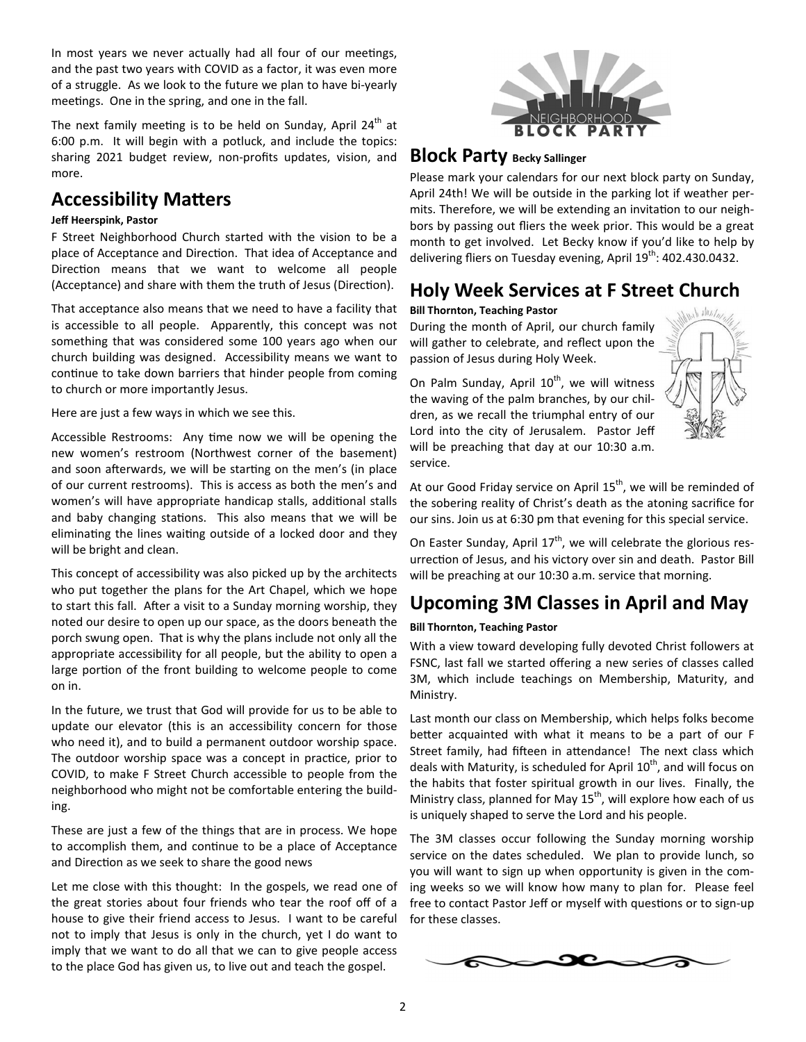In most years we never actually had all four of our meetings, and the past two years with COVID as a factor, it was even more of a struggle. As we look to the future we plan to have bi-yearly meetings. One in the spring, and one in the fall.

The next family meeting is to be held on Sunday, April 24th at 6:00 p.m. It will begin with a potluck, and include the topics: sharing 2021 budget review, non-profits updates, vision, and more.

## Accessibility Matters

**Jeff Heerspink, Pastor**

F Street Neighborhood Church started with the vision to be a place of Acceptance and Direction. That idea of Acceptance and Direction means that we want to welcome all people (Acceptance) and share with them the truth of Jesus (Direction).

That acceptance also means that we need to have a facility that is accessible to all people. Apparently, this concept was not something that was considered some 100 years ago when our church building was designed. Accessibility means we want to continue to take down barriers that hinder people from coming to church or more importantly Jesus.

Here are just a few ways in which we see this.

Accessible Restrooms: Any time now we will be opening the new women's restroom (Northwest corner of the basement) and soon afterwards, we will be starting on the men's (in place of our current restrooms). This is access as both the men's and women's will have appropriate handicap stalls, additional stalls and baby changing stations. This also means that we will be eliminating the lines waiting outside of a locked door and they will be bright and clean.

This concept of accessibility was also picked up by the architects who put together the plans for the Art Chapel, which we hope to start this fall. After a visit to a Sunday morning worship, they noted our desire to open up our space, as the doors beneath the porch swung open. That is why the plans include not only all the appropriate accessibility for all people, but the ability to open a large portion of the front building to welcome people to come on in.

In the future, we trust that God will provide for us to be able to update our elevator (this is an accessibility concern for those who need it), and to build a permanent outdoor worship space. The outdoor worship space was a concept in practice, prior to COVID, to make F Street Church accessible to people from the neighborhood who might not be comfortable entering the building.

These are just a few of the things that are in process. We hope to accomplish them, and continue to be a place of Acceptance and Direction as we seek to share the good news

Let me close with this thought: In the gospels, we read one of the great stories about four friends who tear the roof off of a house to give their friend access to Jesus. I want to be careful not to imply that Jesus is only in the church, yet I do want to imply that we want to do all that we can to give people access to the place God has given us, to live out and teach the gospel.

## Block Party Becky Sallinger

Please mark your calendars for our next block party on Sunday, April 24th! We will be outside in the parking lot if weather permits. Therefore, we will be extending an invitation to our neighbors by passing out fliers the week prior. This would be a great month to get involved. Let Becky know if you'd like to help by delivering fliers on Tuesday evening, April 19th: 402.430.0432.

## Holy Week Services at F Street Church

**Bill Thornton, Teaching Pastor**

During the month of April, our church family will gather to celebrate, and reflect upon the passion of Jesus during Holy Week.

On Palm Sunday, April 10th, we will witness the waving of the palm branches, by our children, as we recall the triumphal entry of our Lord into the city of Jerusalem. Pastor Jeff will be preaching that day at our 10:30 a.m. service.

At our Good Friday service on April 15th, we will be reminded of the sobering reality of Christ's death as the atoning sacrifice for our sins. Join us at 6:30 pm that evening for this special service.

On Easter Sunday, April 17th, we will celebrate the glorious resurrection of Jesus, and his victory over sin and death. Pastor Bill will be preaching at our 10:30 a.m. service that morning.

## Upcoming 3M Classes in April and May

**Bill Thornton, Teaching Pastor**

With a view toward developing fully devoted Christ followers at FSNC, last fall we started offering a new series of classes called 3M, which include teachings on Membership, Maturity, and Ministry.

Last month our class on Membership, which helps folks become better acquainted with what it means to be a part of our F Street family, had fifteen in attendance! The next class which deals with Maturity, is scheduled for April 10th, and will focus on the habits that foster spiritual growth in our lives. Finally, the Ministry class, planned for May 15th, will explore how each of us is uniquely shaped to serve the Lord and his people.

The 3M classes occur following the Sunday morning worship service on the dates scheduled. We plan to provide lunch, so you will want to sign up when opportunity is given in the coming weeks so we will know how many to plan for. Please feel free to contact Pastor Jeff or myself with questions or to sign-up for these classes.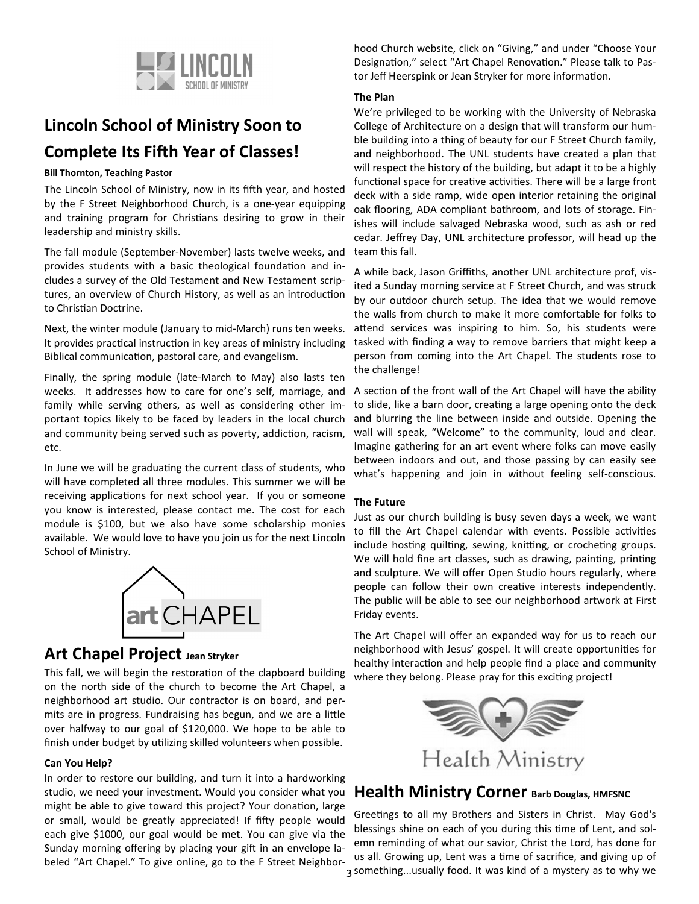## Lincoln School of Ministry Soon to Complete Its Fifth Year of Classes!

**Bill Thornton, Teaching Pastor**

The Lincoln School of Ministry, now in its fifth year, and hosted by the F Street Neighborhood Church, is a one-year equipping and training program for Christians desiring to grow in their leadership and ministry skills.

The fall module (September-November) lasts twelve weeks, and provides students with a basic theological foundation and includes a survey of the Old Testament and New Testament scriptures, an overview of Church History, as well as an introduction to Christian Doctrine.

Next, the winter module (January to mid-March) runs ten weeks. It provides practical instruction in key areas of ministry including Biblical communication, pastoral care, and evangelism.

Finally, the spring module (late-March to May) also lasts ten weeks. It addresses how to care for one's self, marriage, and family while serving others, as well as considering other important topics likely to be faced by leaders in the local church and community being served such as poverty, addiction, racism, etc.

In June we will be graduating the current class of students, who will have completed all three modules. This summer we will be receiving applications for next school year. If you or someone you know is interested, please contact me. The cost for each module is $100, but we also have some scholarship monies available. We would love to have you join us for the next Lincoln School of Ministry.

## Art Chapel Project Jean Stryker

This fall, we will begin the restoration of the clapboard building on the north side of the church to become the Art Chapel, a neighborhood art studio. Our contractor is on board, and permits are in progress. Fundraising has begun, and we are a little over halfway to our goal of $120,000. We hope to be able to finish under budget by utilizing skilled volunteers when possible.

**Can You Help?**

In order to restore our building, and turn it into a hardworking studio, we need your investment. Would you consider what you might be able to give toward this project? Your donation, large or small, would be greatly appreciated! If fifty people would each give $1000, our goal would be met. You can give via the Sunday morning offering by placing your gift in an envelope labeled "Art Chapel." To give online, go to the F Street Neighborhood Church website, click on "Giving," and under "Choose Your Designation," select "Art Chapel Renovation." Please talk to Pastor Jeff Heerspink or Jean Stryker for more information.

**The Plan**

We're privileged to be working with the University of Nebraska College of Architecture on a design that will transform our humble building into a thing of beauty for our F Street Church family, and neighborhood. The UNL students have created a plan that will respect the history of the building, but adapt it to be a highly functional space for creative activities. There will be a large front deck with a side ramp, wide open interior retaining the original oak flooring, ADA compliant bathroom, and lots of storage. Finishes will include salvaged Nebraska wood, such as ash or red cedar. Jeffrey Day, UNL architecture professor, will head up the team this fall.

A while back, Jason Griffiths, another UNL architecture prof, visited a Sunday morning service at F Street Church, and was struck by our outdoor church setup. The idea that we would remove the walls from church to make it more comfortable for folks to attend services was inspiring to him. So, his students were tasked with finding a way to remove barriers that might keep a person from coming into the Art Chapel. The students rose to the challenge!

A section of the front wall of the Art Chapel will have the ability to slide, like a barn door, creating a large opening onto the deck and blurring the line between inside and outside. Opening the wall will speak, "Welcome" to the community, loud and clear. Imagine gathering for an art event where folks can move easily between indoors and out, and those passing by can easily see what's happening and join in without feeling self-conscious.

**The Future**

Just as our church building is busy seven days a week, we want to fill the Art Chapel calendar with events. Possible activities include hosting quilting, sewing, knitting, or crocheting groups. We will hold fine art classes, such as drawing, painting, printing and sculpture. We will offer Open Studio hours regularly, where people can follow their own creative interests independently. The public will be able to see our neighborhood artwork at First Friday events.

The Art Chapel will offer an expanded way for us to reach our neighborhood with Jesus' gospel. It will create opportunities for healthy interaction and help people find a place and community where they belong. Please pray for this exciting project!

## Health Ministry Corner Barb Douglas, HMFSNC

Greetings to all my Brothers and Sisters in Christ. May God's blessings shine on each of you during this time of Lent, and solemn reminding of what our savior, Christ the Lord, has done for us all. Growing up, Lent was a time of sacrifice, and giving up of something...usually food. It was kind of a mystery as to why we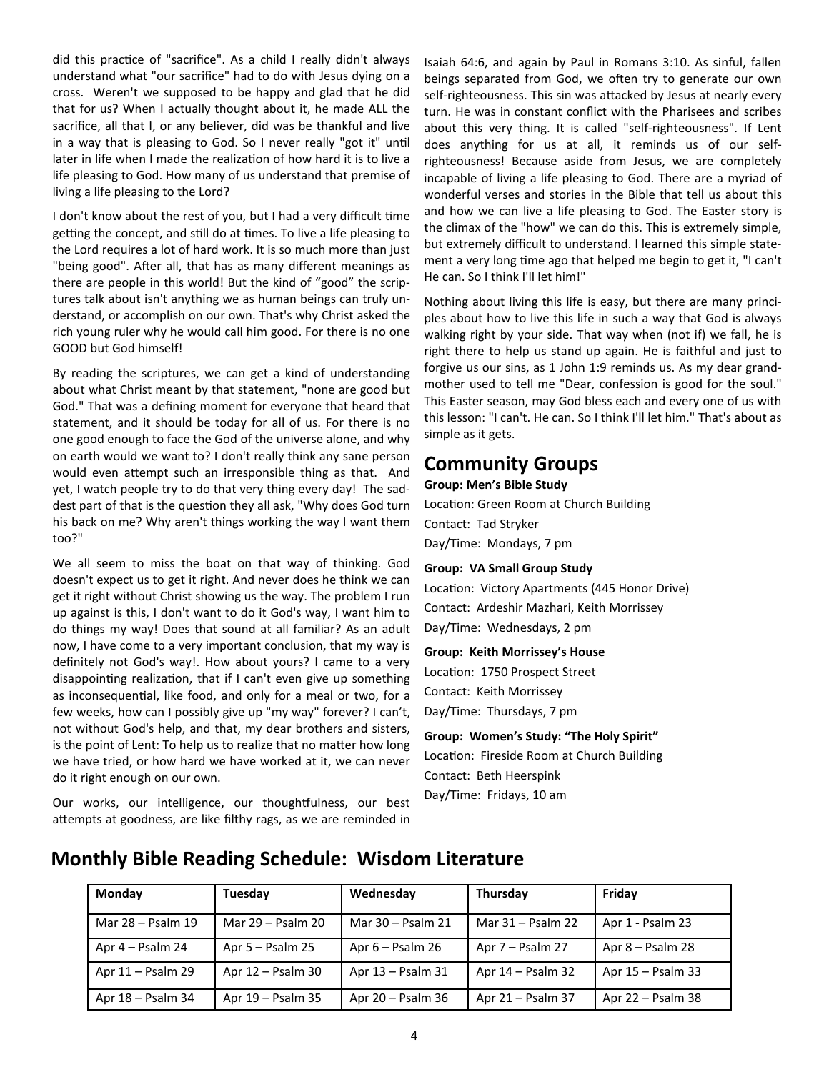did this practice of "sacrifice". As a child I really didn't always understand what "our sacrifice" had to do with Jesus dying on a cross. Weren't we supposed to be happy and glad that he did that for us? When I actually thought about it, he made ALL the sacrifice, all that I, or any believer, did was be thankful and live in a way that is pleasing to God. So I never really "got it" until later in life when I made the realization of how hard it is to live a life pleasing to God. How many of us understand that premise of living a life pleasing to the Lord?

I don't know about the rest of you, but I had a very difficult time getting the concept, and still do at times. To live a life pleasing to the Lord requires a lot of hard work. It is so much more than just "being good". After all, that has as many different meanings as there are people in this world! But the kind of "good" the scriptures talk about isn't anything we as human beings can truly understand, or accomplish on our own. That's why Christ asked the rich young ruler why he would call him good. For there is no one GOOD but God himself!

By reading the scriptures, we can get a kind of understanding about what Christ meant by that statement, "none are good but God." That was a defining moment for everyone that heard that statement, and it should be today for all of us. For there is no one good enough to face the God of the universe alone, and why on earth would we want to? I don't really think any sane person would even attempt such an irresponsible thing as that. And yet, I watch people try to do that very thing every day! The saddest part of that is the question they all ask, "Why does God turn his back on me? Why aren't things working the way I want them too?"

We all seem to miss the boat on that way of thinking. God doesn't expect us to get it right. And never does he think we can get it right without Christ showing us the way. The problem I run up against is this, I don't want to do it God's way, I want him to do things my way! Does that sound at all familiar? As an adult now, I have come to a very important conclusion, that my way is definitely not God's way!. How about yours? I came to a very disappointing realization, that if I can't even give up something as inconsequential, like food, and only for a meal or two, for a few weeks, how can I possibly give up "my way" forever? I can't, not without God's help, and that, my dear brothers and sisters, is the point of Lent: To help us to realize that no matter how long we have tried, or how hard we have worked at it, we can never do it right enough on our own.

Our works, our intelligence, our thoughtfulness, our best attempts at goodness, are like filthy rags, as we are reminded in Isaiah 64:6, and again by Paul in Romans 3:10. As sinful, fallen beings separated from God, we often try to generate our own self-righteousness. This sin was attacked by Jesus at nearly every turn. He was in constant conflict with the Pharisees and scribes about this very thing. It is called "self-righteousness". If Lent does anything for us at all, it reminds us of our self-righteousness! Because aside from Jesus, we are completely incapable of living a life pleasing to God. There are a myriad of wonderful verses and stories in the Bible that tell us about this and how we can live a life pleasing to God. The Easter story is the climax of the "how" we can do this. This is extremely simple, but extremely difficult to understand. I learned this simple statement a very long time ago that helped me begin to get it, "I can't He can. So I think I'll let him!"

Nothing about living this life is easy, but there are many principles about how to live this life in such a way that God is always walking right by your side. That way when (not if) we fall, he is right there to help us stand up again. He is faithful and just to forgive us our sins, as 1 John 1:9 reminds us. As my dear grandmother used to tell me "Dear, confession is good for the soul." This Easter season, may God bless each and every one of us with this lesson: "I can't. He can. So I think I'll let him." That's about as simple as it gets.

## Community Groups

**Group: Men's Bible Study**

Location: Green Room at Church Building

Contact: Tad Stryker

Day/Time: Mondays, 7 pm

**Group: VA Small Group Study**

Location: Victory Apartments (445 Honor Drive)

Contact: Ardeshir Mazhari, Keith Morrissey

Day/Time: Wednesdays, 2 pm

**Group: Keith Morrissey's House**

Location: 1750 Prospect Street

Contact: Keith Morrissey

Day/Time: Thursdays, 7 pm

**Group: Women's Study: "The Holy Spirit"**

Location: Fireside Room at Church Building

Contact: Beth Heerspink

Day/Time: Fridays, 10 am

## Monthly Bible Reading Schedule: Wisdom Literature

| Monday | Tuesday | Wednesday | Thursday | Friday |
|---|---|---|---|---|
| Mar 28 – Psalm 19 | Mar 29 – Psalm 20 | Mar 30 – Psalm 21 | Mar 31 – Psalm 22 | Apr 1 - Psalm 23 |
| Apr 4 – Psalm 24 | Apr 5 – Psalm 25 | Apr 6 – Psalm 26 | Apr 7 – Psalm 27 | Apr 8 – Psalm 28 |
| Apr 11 – Psalm 29 | Apr 12 – Psalm 30 | Apr 13 – Psalm 31 | Apr 14 – Psalm 32 | Apr 15 – Psalm 33 |
| Apr 18 – Psalm 34 | Apr 19 – Psalm 35 | Apr 20 – Psalm 36 | Apr 21 – Psalm 37 | Apr 22 – Psalm 38 |